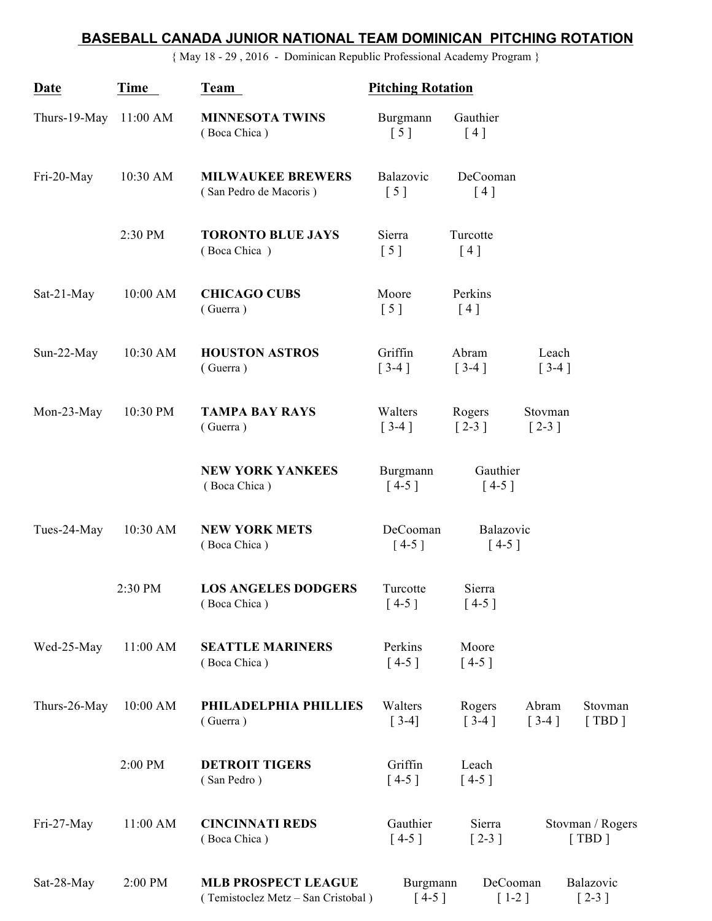# BASEBALL CANADA JUNIOR NATIONAL TEAM DOMINICAN PITCHING ROTATION

{ May 18 - 29 , 2016 - Dominican Republic Professional Academy Program }

| Date | Time | Team | Pitching Rotation | | | |
|---|---|---|---|---|---|---|
| Thurs-19-May | 11:00 AM | **MINNESOTA TWINS** ( Boca Chica ) | Burgmann [ 5 ] | Gauthier [ 4 ] | | |
| Fri-20-May | 10:30 AM | **MILWAUKEE BREWERS** ( San Pedro de Macoris ) | Balazovic [ 5 ] | DeCooman [ 4 ] | | |
| | 2:30 PM | **TORONTO BLUE JAYS** ( Boca Chica ) | Sierra [ 5 ] | Turcotte [ 4 ] | | |
| Sat-21-May | 10:00 AM | **CHICAGO CUBS** ( Guerra ) | Moore [ 5 ] | Perkins [ 4 ] | | |
| Sun-22-May | 10:30 AM | **HOUSTON ASTROS** ( Guerra ) | Griffin [ 3-4 ] | Abram [ 3-4 ] | Leach [ 3-4 ] | |
| Mon-23-May | 10:30 PM | **TAMPA BAY RAYS** ( Guerra ) | Walters [ 3-4 ] | Rogers [ 2-3 ] | Stovman [ 2-3 ] | |
| | | **NEW YORK YANKEES** ( Boca Chica ) | Burgmann [ 4-5 ] | Gauthier [ 4-5 ] | | |
| Tues-24-May | 10:30 AM | **NEW YORK METS** ( Boca Chica ) | DeCooman [ 4-5 ] | Balazovic [ 4-5 ] | | |
| | 2:30 PM | **LOS ANGELES DODGERS** ( Boca Chica ) | Turcotte [ 4-5 ] | Sierra [ 4-5 ] | | |
| Wed-25-May | 11:00 AM | **SEATTLE MARINERS** ( Boca Chica ) | Perkins [ 4-5 ] | Moore [ 4-5 ] | | |
| Thurs-26-May | 10:00 AM | **PHILADELPHIA PHILLIES** ( Guerra ) | Walters [ 3-4] | Rogers [ 3-4 ] | Abram [ 3-4 ] | Stovman [ TBD ] |
| | 2:00 PM | **DETROIT TIGERS** ( San Pedro ) | Griffin [ 4-5 ] | Leach [ 4-5 ] | | |
| Fri-27-May | 11:00 AM | **CINCINNATI REDS** ( Boca Chica ) | Gauthier [ 4-5 ] | Sierra [ 2-3 ] | Stovman / Rogers [ TBD ] | |
| Sat-28-May | 2:00 PM | **MLB PROSPECT LEAGUE** ( Temistoclez Metz – San Cristobal ) | Burgmann [ 4-5 ] | DeCooman [ 1-2 ] | Balazovic [ 2-3 ] | |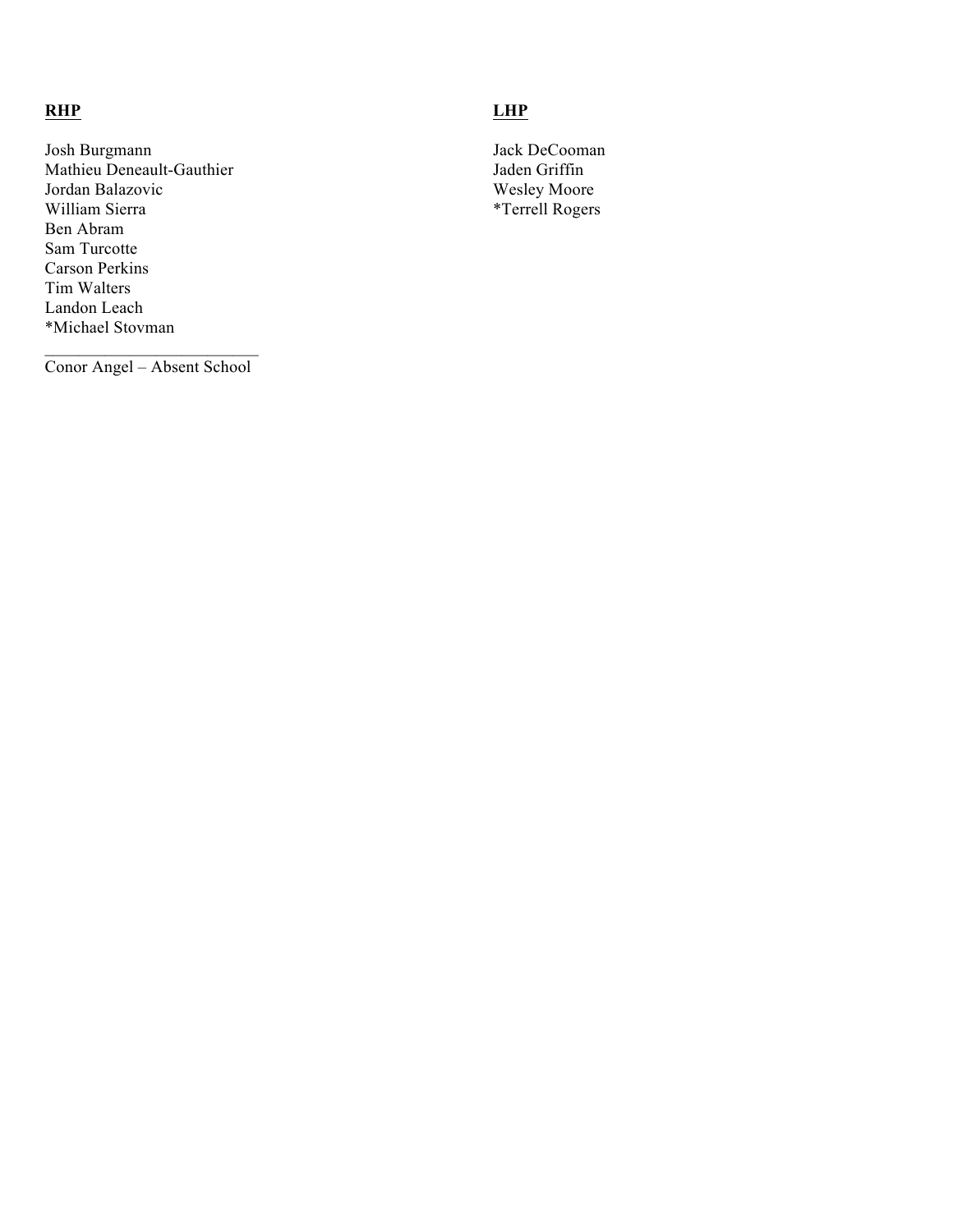**RHP**

Josh Burgmann
Mathieu Deneault-Gauthier
Jordan Balazovic
William Sierra
Ben Abram
Sam Turcotte
Carson Perkins
Tim Walters
Landon Leach
*Michael Stovman

---

Conor Angel – Absent School

**LHP**

Jack DeCooman
Jaden Griffin
Wesley Moore
*Terrell Rogers